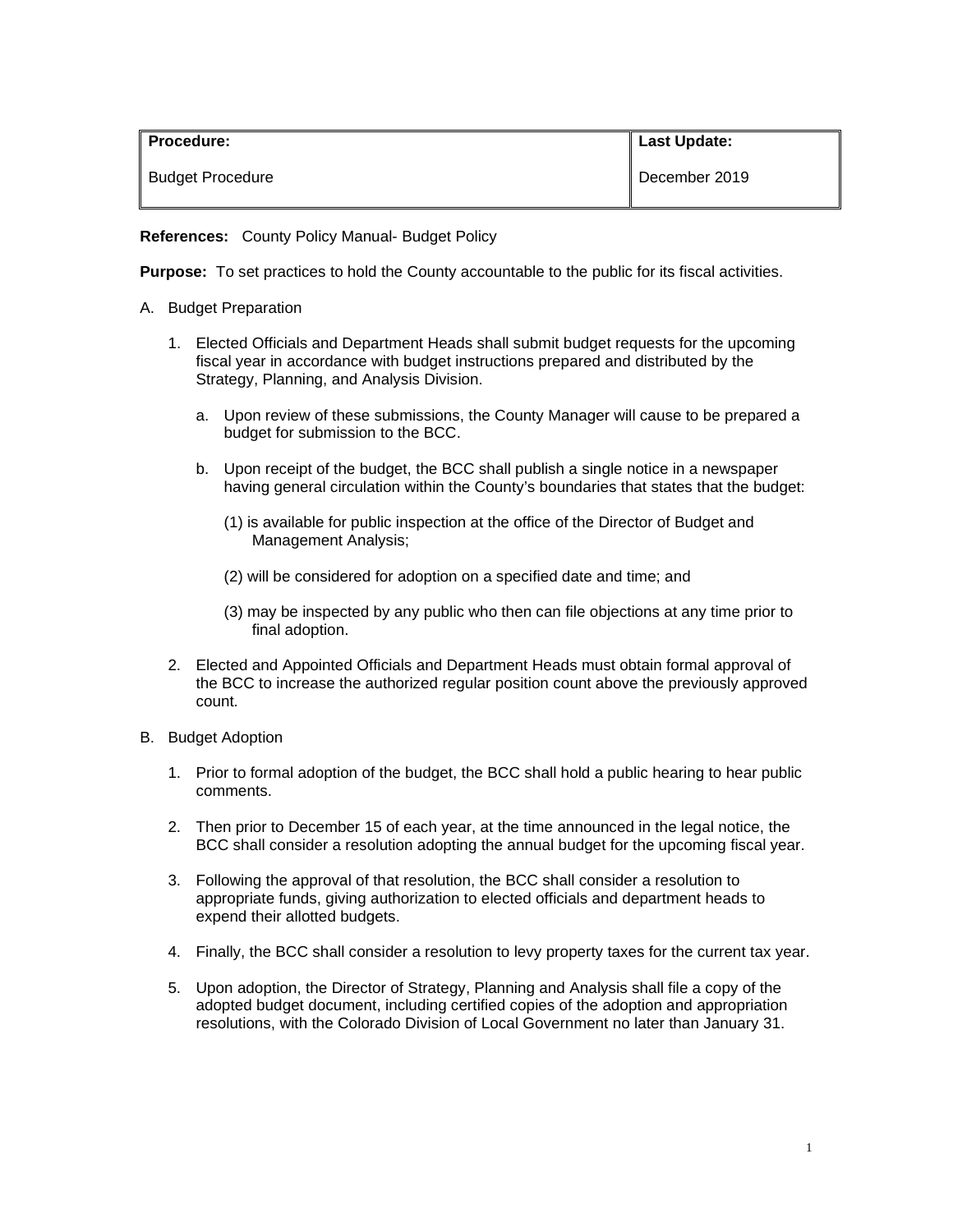| **Procedure:** | **Last Update:** |
| --- | --- |
| Budget Procedure | December 2019 |

**References:** County Policy Manual- Budget Policy

**Purpose:** To set practices to hold the County accountable to the public for its fiscal activities.

A. Budget Preparation

1. Elected Officials and Department Heads shall submit budget requests for the upcoming fiscal year in accordance with budget instructions prepared and distributed by the Strategy, Planning, and Analysis Division.

   a. Upon review of these submissions, the County Manager will cause to be prepared a budget for submission to the BCC.

   b. Upon receipt of the budget, the BCC shall publish a single notice in a newspaper having general circulation within the County's boundaries that states that the budget:

      (1) is available for public inspection at the office of the Director of Budget and Management Analysis;

      (2) will be considered for adoption on a specified date and time; and

      (3) may be inspected by any public who then can file objections at any time prior to final adoption.

2. Elected and Appointed Officials and Department Heads must obtain formal approval of the BCC to increase the authorized regular position count above the previously approved count.

B. Budget Adoption

1. Prior to formal adoption of the budget, the BCC shall hold a public hearing to hear public comments.

2. Then prior to December 15 of each year, at the time announced in the legal notice, the BCC shall consider a resolution adopting the annual budget for the upcoming fiscal year.

3. Following the approval of that resolution, the BCC shall consider a resolution to appropriate funds, giving authorization to elected officials and department heads to expend their allotted budgets.

4. Finally, the BCC shall consider a resolution to levy property taxes for the current tax year.

5. Upon adoption, the Director of Strategy, Planning and Analysis shall file a copy of the adopted budget document, including certified copies of the adoption and appropriation resolutions, with the Colorado Division of Local Government no later than January 31.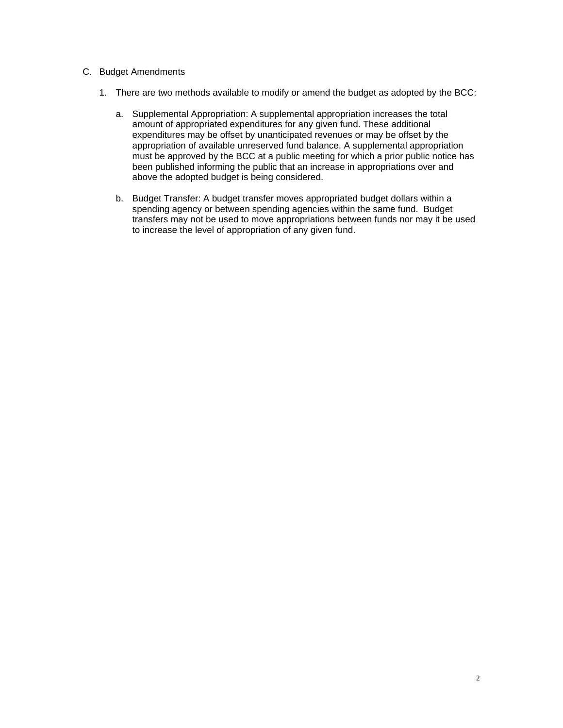C. Budget Amendments

1. There are two methods available to modify or amend the budget as adopted by the BCC:

   a. Supplemental Appropriation: A supplemental appropriation increases the total amount of appropriated expenditures for any given fund. These additional expenditures may be offset by unanticipated revenues or may be offset by the appropriation of available unreserved fund balance. A supplemental appropriation must be approved by the BCC at a public meeting for which a prior public notice has been published informing the public that an increase in appropriations over and above the adopted budget is being considered.

   b. Budget Transfer: A budget transfer moves appropriated budget dollars within a spending agency or between spending agencies within the same fund. Budget transfers may not be used to move appropriations between funds nor may it be used to increase the level of appropriation of any given fund.